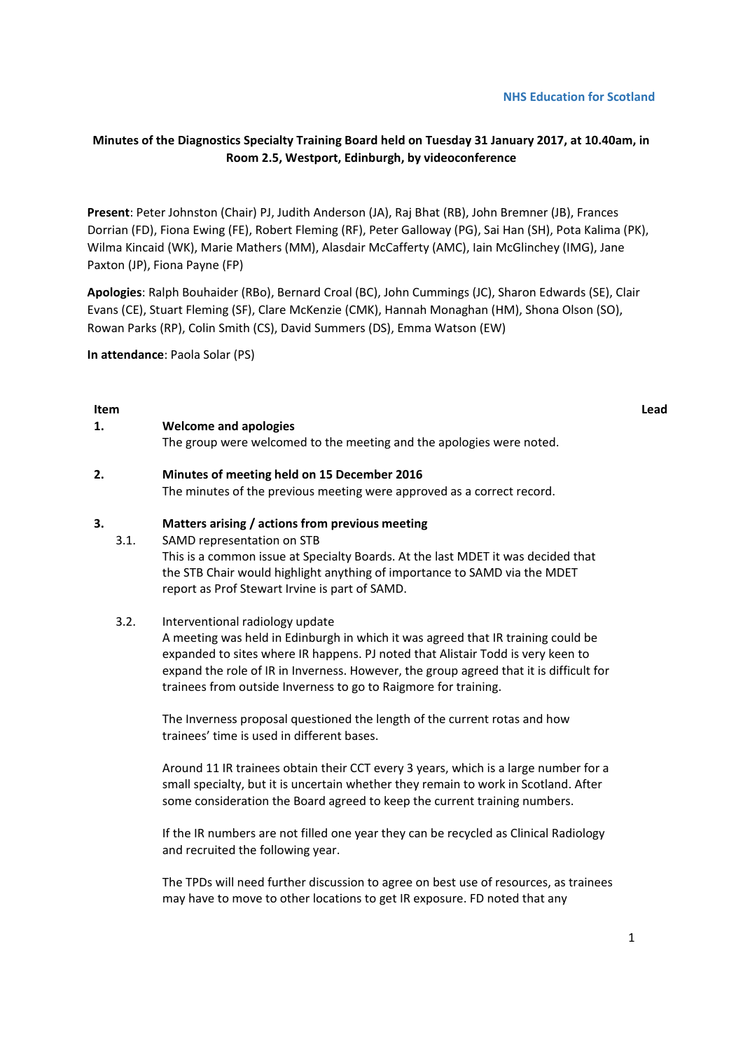NHS Education for Scotland

**Minutes of the Diagnostics Specialty Training Board held on Tuesday 31 January 2017, at 10.40am, in Room 2.5, Westport, Edinburgh, by videoconference**

**Present**: Peter Johnston (Chair) PJ, Judith Anderson (JA), Raj Bhat (RB), John Bremner (JB), Frances Dorrian (FD), Fiona Ewing (FE), Robert Fleming (RF), Peter Galloway (PG), Sai Han (SH), Pota Kalima (PK), Wilma Kincaid (WK), Marie Mathers (MM), Alasdair McCafferty (AMC), Iain McGlinchey (IMG), Jane Paxton (JP), Fiona Payne (FP)

**Apologies**: Ralph Bouhaider (RBo), Bernard Croal (BC), John Cummings (JC), Sharon Edwards (SE), Clair Evans (CE), Stuart Fleming (SF), Clare McKenzie (CMK), Hannah Monaghan (HM), Shona Olson (SO), Rowan Parks (RP), Colin Smith (CS), David Summers (DS), Emma Watson (EW)

**In attendance**: Paola Solar (PS)

| **Item** | | **Lead** |
|---|---|---|
| **1.** | **Welcome and apologies** | |
| | The group were welcomed to the meeting and the apologies were noted. | |
| **2.** | **Minutes of meeting held on 15 December 2016** | |
| | The minutes of the previous meeting were approved as a correct record. | |
| **3.** | **Matters arising / actions from previous meeting** | |
| 3.1. | SAMD representation on STB | |
| | This is a common issue at Specialty Boards. At the last MDET it was decided that the STB Chair would highlight anything of importance to SAMD via the MDET report as Prof Stewart Irvine is part of SAMD. | |
| 3.2. | Interventional radiology update | |
| | A meeting was held in Edinburgh in which it was agreed that IR training could be expanded to sites where IR happens. PJ noted that Alistair Todd is very keen to expand the role of IR in Inverness. However, the group agreed that it is difficult for trainees from outside Inverness to go to Raigmore for training. | |
| | The Inverness proposal questioned the length of the current rotas and how trainees' time is used in different bases. | |
| | Around 11 IR trainees obtain their CCT every 3 years, which is a large number for a small specialty, but it is uncertain whether they remain to work in Scotland. After some consideration the Board agreed to keep the current training numbers. | |
| | If the IR numbers are not filled one year they can be recycled as Clinical Radiology and recruited the following year. | |
| | The TPDs will need further discussion to agree on best use of resources, as trainees may have to move to other locations to get IR exposure. FD noted that any | |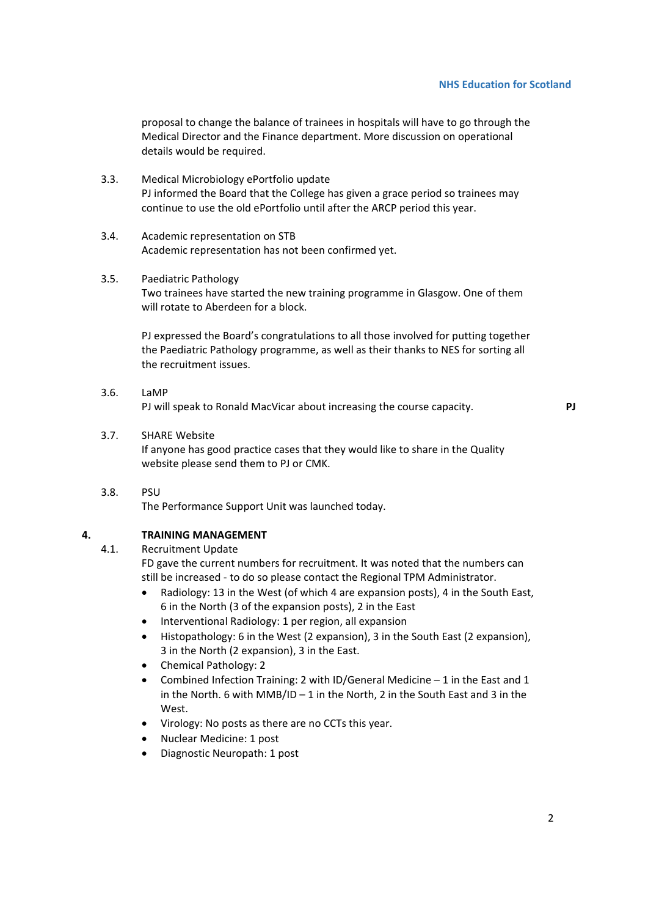proposal to change the balance of trainees in hospitals will have to go through the Medical Director and the Finance department. More discussion on operational details would be required.

3.3. Medical Microbiology ePortfolio update
PJ informed the Board that the College has given a grace period so trainees may continue to use the old ePortfolio until after the ARCP period this year.

3.4. Academic representation on STB
Academic representation has not been confirmed yet.

3.5. Paediatric Pathology
Two trainees have started the new training programme in Glasgow. One of them will rotate to Aberdeen for a block.

PJ expressed the Board's congratulations to all those involved for putting together the Paediatric Pathology programme, as well as their thanks to NES for sorting all the recruitment issues.

3.6. LaMP
PJ will speak to Ronald MacVicar about increasing the course capacity. **PJ**

3.7. SHARE Website
If anyone has good practice cases that they would like to share in the Quality website please send them to PJ or CMK.

3.8. PSU
The Performance Support Unit was launched today.

## 4. TRAINING MANAGEMENT

4.1. Recruitment Update
FD gave the current numbers for recruitment. It was noted that the numbers can still be increased - to do so please contact the Regional TPM Administrator.

- Radiology: 13 in the West (of which 4 are expansion posts), 4 in the South East, 6 in the North (3 of the expansion posts), 2 in the East
- Interventional Radiology: 1 per region, all expansion
- Histopathology: 6 in the West (2 expansion), 3 in the South East (2 expansion), 3 in the North (2 expansion), 3 in the East.
- Chemical Pathology: 2
- Combined Infection Training: 2 with ID/General Medicine – 1 in the East and 1 in the North. 6 with MMB/ID – 1 in the North, 2 in the South East and 3 in the West.
- Virology: No posts as there are no CCTs this year.
- Nuclear Medicine: 1 post
- Diagnostic Neuropath: 1 post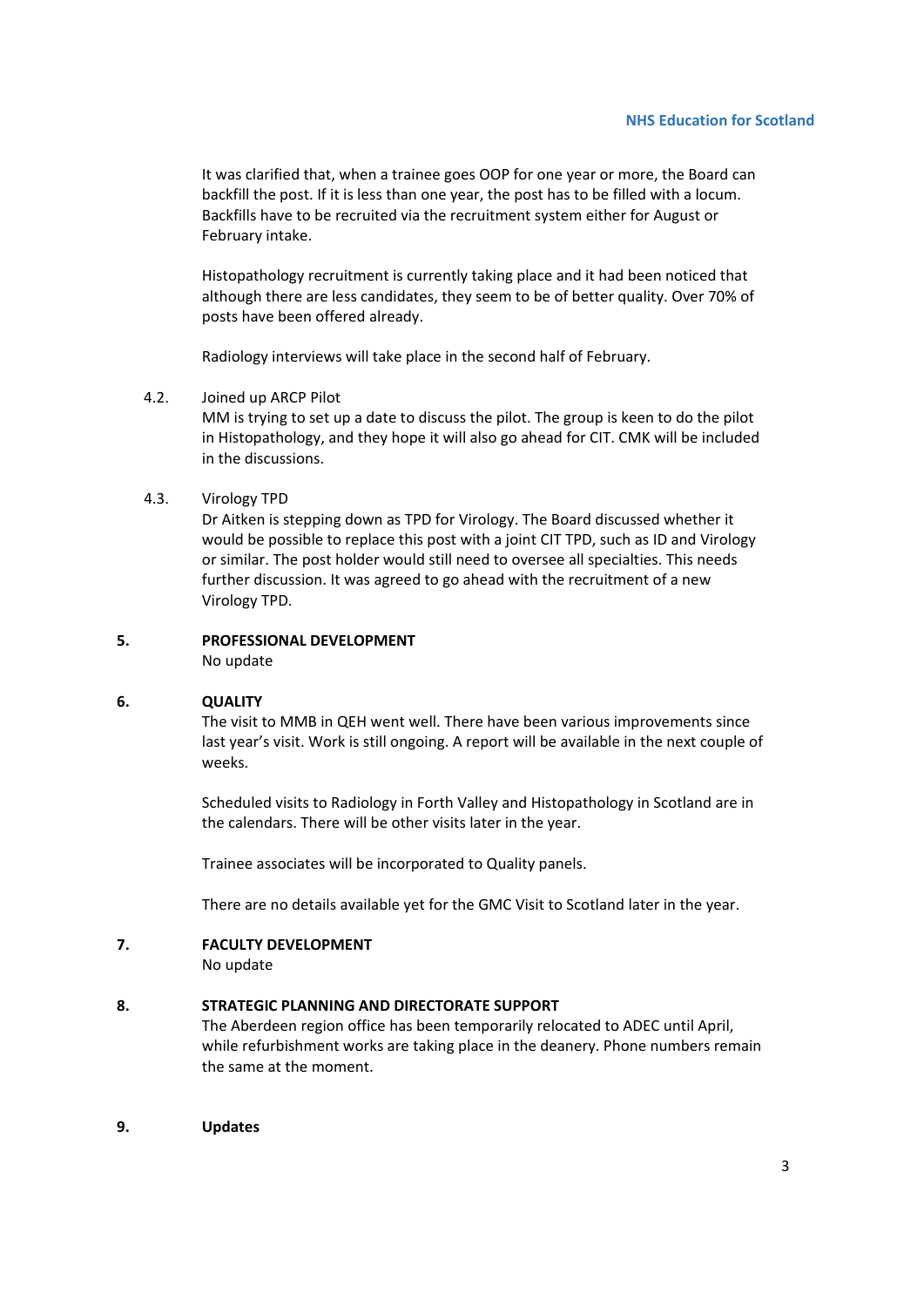It was clarified that, when a trainee goes OOP for one year or more, the Board can backfill the post. If it is less than one year, the post has to be filled with a locum. Backfills have to be recruited via the recruitment system either for August or February intake.

Histopathology recruitment is currently taking place and it had been noticed that although there are less candidates, they seem to be of better quality. Over 70% of posts have been offered already.

Radiology interviews will take place in the second half of February.

4.2. Joined up ARCP Pilot
MM is trying to set up a date to discuss the pilot. The group is keen to do the pilot in Histopathology, and they hope it will also go ahead for CIT. CMK will be included in the discussions.

4.3. Virology TPD
Dr Aitken is stepping down as TPD for Virology. The Board discussed whether it would be possible to replace this post with a joint CIT TPD, such as ID and Virology or similar. The post holder would still need to oversee all specialties. This needs further discussion. It was agreed to go ahead with the recruitment of a new Virology TPD.

**5. PROFESSIONAL DEVELOPMENT**
No update

**6. QUALITY**
The visit to MMB in QEH went well. There have been various improvements since last year's visit. Work is still ongoing. A report will be available in the next couple of weeks.

Scheduled visits to Radiology in Forth Valley and Histopathology in Scotland are in the calendars. There will be other visits later in the year.

Trainee associates will be incorporated to Quality panels.

There are no details available yet for the GMC Visit to Scotland later in the year.

**7. FACULTY DEVELOPMENT**
No update

**8. STRATEGIC PLANNING AND DIRECTORATE SUPPORT**
The Aberdeen region office has been temporarily relocated to ADEC until April, while refurbishment works are taking place in the deanery. Phone numbers remain the same at the moment.

**9. Updates**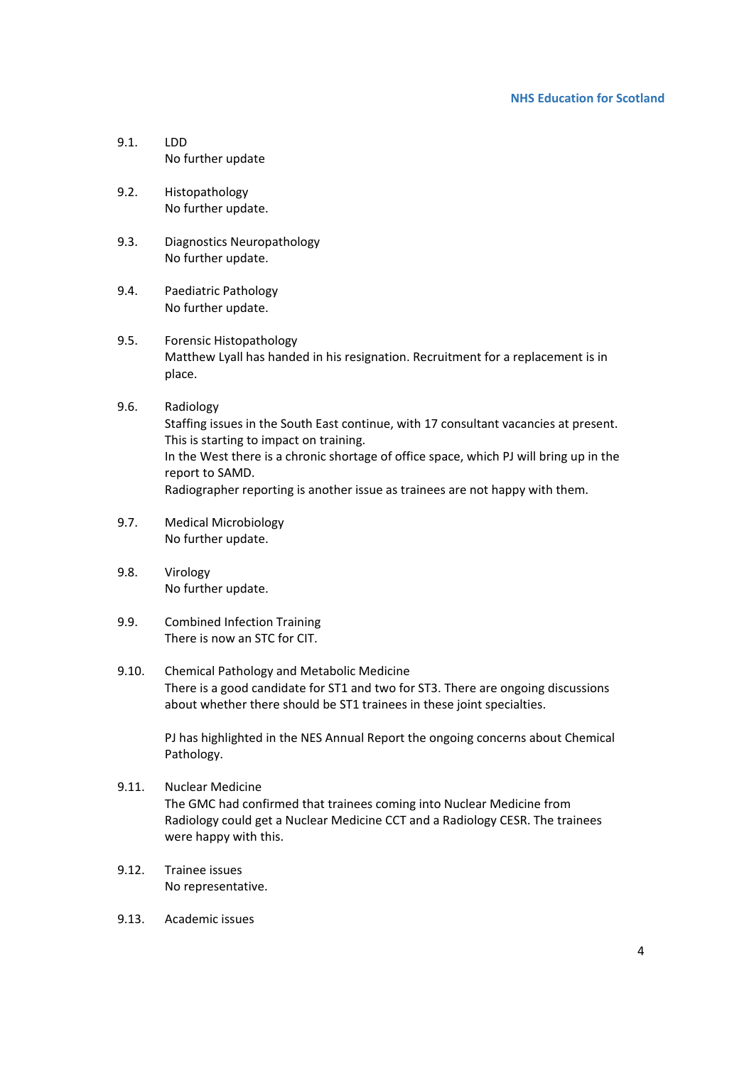9.1. LDD
No further update

9.2. Histopathology
No further update.

9.3. Diagnostics Neuropathology
No further update.

9.4. Paediatric Pathology
No further update.

9.5. Forensic Histopathology
Matthew Lyall has handed in his resignation. Recruitment for a replacement is in place.

9.6. Radiology
Staffing issues in the South East continue, with 17 consultant vacancies at present. This is starting to impact on training.
In the West there is a chronic shortage of office space, which PJ will bring up in the report to SAMD.
Radiographer reporting is another issue as trainees are not happy with them.

9.7. Medical Microbiology
No further update.

9.8. Virology
No further update.

9.9. Combined Infection Training
There is now an STC for CIT.

9.10. Chemical Pathology and Metabolic Medicine
There is a good candidate for ST1 and two for ST3. There are ongoing discussions about whether there should be ST1 trainees in these joint specialties.

PJ has highlighted in the NES Annual Report the ongoing concerns about Chemical Pathology.

9.11. Nuclear Medicine
The GMC had confirmed that trainees coming into Nuclear Medicine from Radiology could get a Nuclear Medicine CCT and a Radiology CESR. The trainees were happy with this.

9.12. Trainee issues
No representative.

9.13. Academic issues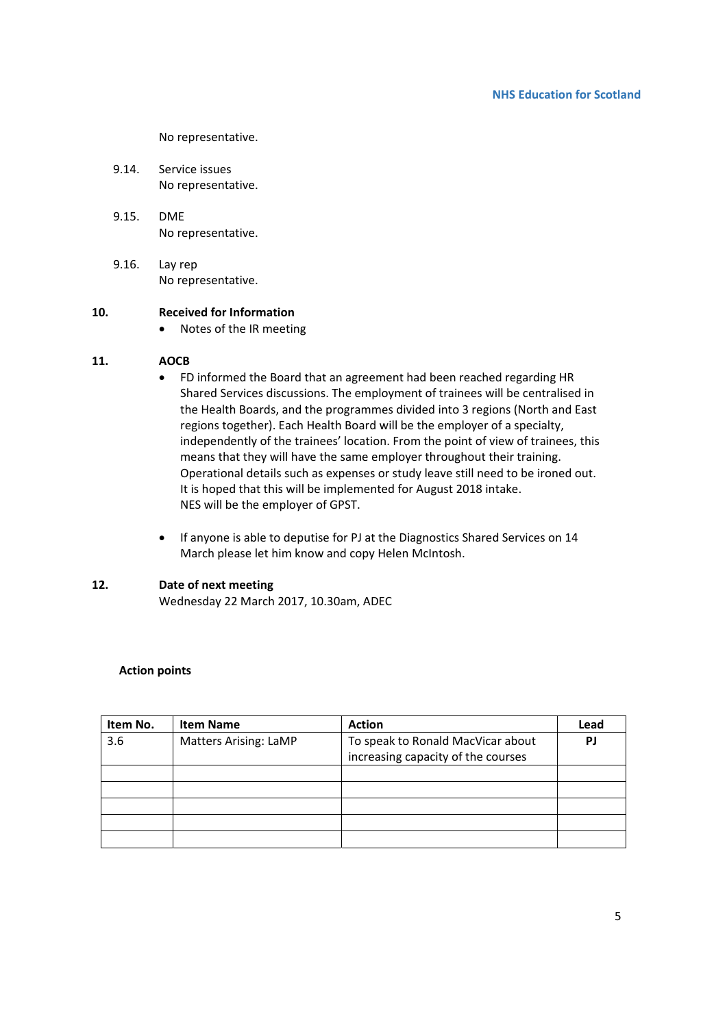No representative.

9.14. Service issues
No representative.

9.15. DME
No representative.

9.16. Lay rep
No representative.

**10. Received for Information**

- Notes of the IR meeting

**11. AOCB**

- FD informed the Board that an agreement had been reached regarding HR Shared Services discussions. The employment of trainees will be centralised in the Health Boards, and the programmes divided into 3 regions (North and East regions together). Each Health Board will be the employer of a specialty, independently of the trainees' location. From the point of view of trainees, this means that they will have the same employer throughout their training. Operational details such as expenses or study leave still need to be ironed out. It is hoped that this will be implemented for August 2018 intake.
NES will be the employer of GPST.

- If anyone is able to deputise for PJ at the Diagnostics Shared Services on 14 March please let him know and copy Helen McIntosh.

**12. Date of next meeting**

Wednesday 22 March 2017, 10.30am, ADEC

**Action points**

| Item No. | Item Name | Action | Lead |
|---|---|---|---|
| 3.6 | Matters Arising: LaMP | To speak to Ronald MacVicar about increasing capacity of the courses | **PJ** |
| | | | |
| | | | |
| | | | |
| | | | |
| | | | |